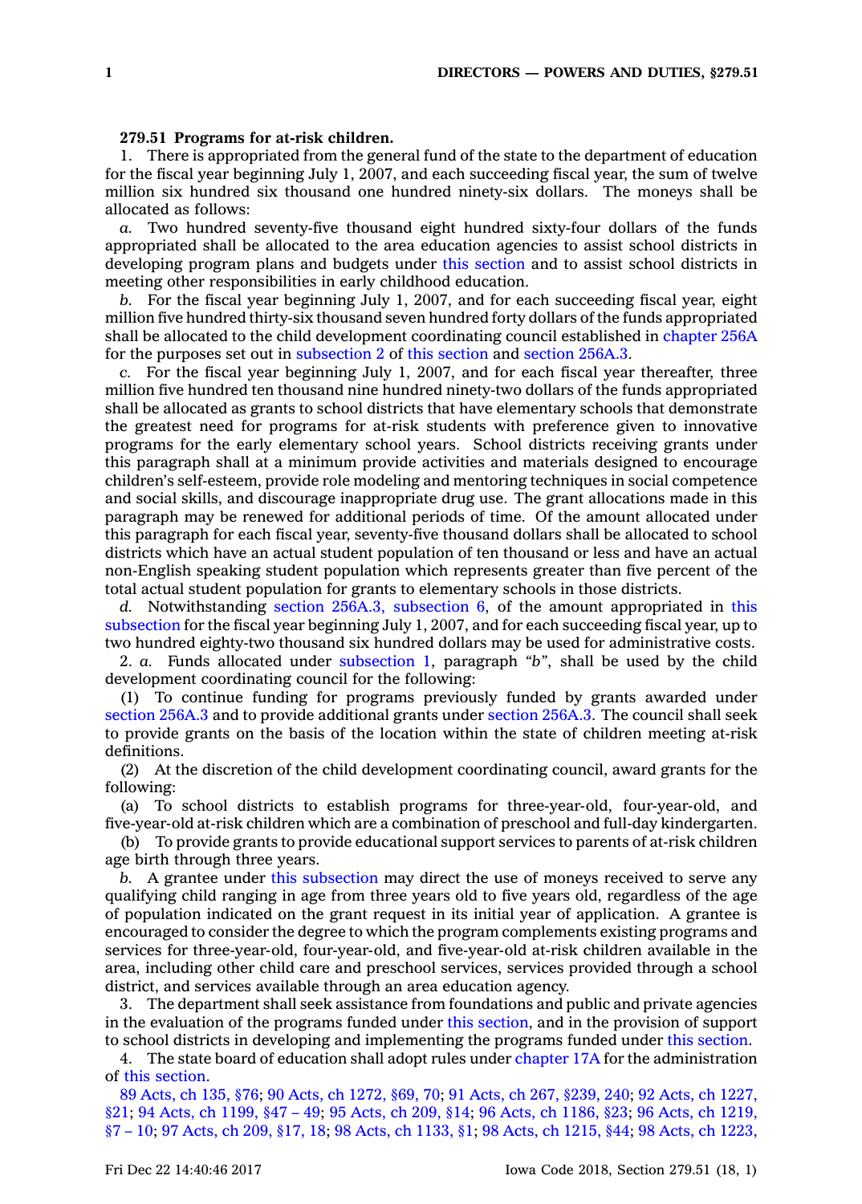**279.51 Programs for at-risk children.**

1. There is appropriated from the general fund of the state to the department of education for the fiscal year beginning July 1, 2007, and each succeeding fiscal year, the sum of twelve million six hundred six thousand one hundred ninety-six dollars. The moneys shall be allocated as follows:

*a.* Two hundred seventy-five thousand eight hundred sixty-four dollars of the funds appropriated shall be allocated to the area education agencies to assist school districts in developing program plans and budgets under this section and to assist school districts in meeting other responsibilities in early childhood education.

*b.* For the fiscal year beginning July 1, 2007, and for each succeeding fiscal year, eight million five hundred thirty-six thousand seven hundred forty dollars of the funds appropriated shall be allocated to the child development coordinating council established in chapter 256A for the purposes set out in subsection 2 of this section and section 256A.3.

*c.* For the fiscal year beginning July 1, 2007, and for each fiscal year thereafter, three million five hundred ten thousand nine hundred ninety-two dollars of the funds appropriated shall be allocated as grants to school districts that have elementary schools that demonstrate the greatest need for programs for at-risk students with preference given to innovative programs for the early elementary school years. School districts receiving grants under this paragraph shall at a minimum provide activities and materials designed to encourage children's self-esteem, provide role modeling and mentoring techniques in social competence and social skills, and discourage inappropriate drug use. The grant allocations made in this paragraph may be renewed for additional periods of time. Of the amount allocated under this paragraph for each fiscal year, seventy-five thousand dollars shall be allocated to school districts which have an actual student population of ten thousand or less and have an actual non-English speaking student population which represents greater than five percent of the total actual student population for grants to elementary schools in those districts.

*d.* Notwithstanding section 256A.3, subsection 6, of the amount appropriated in this subsection for the fiscal year beginning July 1, 2007, and for each succeeding fiscal year, up to two hundred eighty-two thousand six hundred dollars may be used for administrative costs.

2. *a.* Funds allocated under subsection 1, paragraph *"b"*, shall be used by the child development coordinating council for the following:

(1) To continue funding for programs previously funded by grants awarded under section 256A.3 and to provide additional grants under section 256A.3. The council shall seek to provide grants on the basis of the location within the state of children meeting at-risk definitions.

(2) At the discretion of the child development coordinating council, award grants for the following:

(a) To school districts to establish programs for three-year-old, four-year-old, and five-year-old at-risk children which are a combination of preschool and full-day kindergarten.

(b) To provide grants to provide educational support services to parents of at-risk children age birth through three years.

*b.* A grantee under this subsection may direct the use of moneys received to serve any qualifying child ranging in age from three years old to five years old, regardless of the age of population indicated on the grant request in its initial year of application. A grantee is encouraged to consider the degree to which the program complements existing programs and services for three-year-old, four-year-old, and five-year-old at-risk children available in the area, including other child care and preschool services, services provided through a school district, and services available through an area education agency.

3. The department shall seek assistance from foundations and public and private agencies in the evaluation of the programs funded under this section, and in the provision of support to school districts in developing and implementing the programs funded under this section.

4. The state board of education shall adopt rules under chapter 17A for the administration of this section.

89 Acts, ch 135, §76; 90 Acts, ch 1272, §69, 70; 91 Acts, ch 267, §239, 240; 92 Acts, ch 1227, §21; 94 Acts, ch 1199, §47 – 49; 95 Acts, ch 209, §14; 96 Acts, ch 1186, §23; 96 Acts, ch 1219, §7 – 10; 97 Acts, ch 209, §17, 18; 98 Acts, ch 1133, §1; 98 Acts, ch 1215, §44; 98 Acts, ch 1223,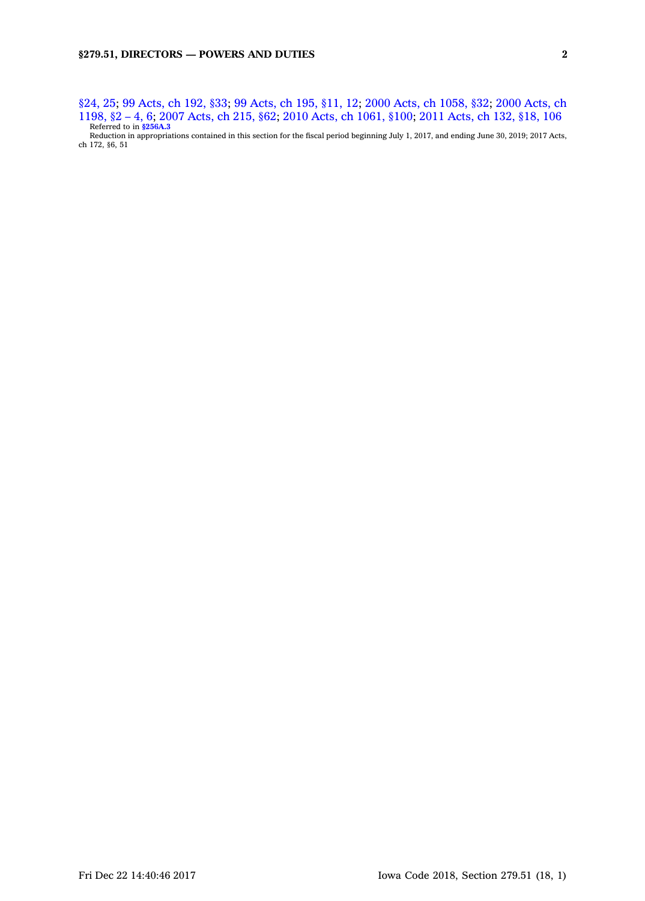§24, 25; 99 Acts, ch 192, §33; 99 Acts, ch 195, §11, 12; 2000 Acts, ch 1058, §32; 2000 Acts, ch 1198, §2 – 4, 6; 2007 Acts, ch 215, §62; 2010 Acts, ch 1061, §100; 2011 Acts, ch 132, §18, 106

Referred to in **§256A.3**

Reduction in appropriations contained in this section for the fiscal period beginning July 1, 2017, and ending June 30, 2019; 2017 Acts, ch 172, §6, 51